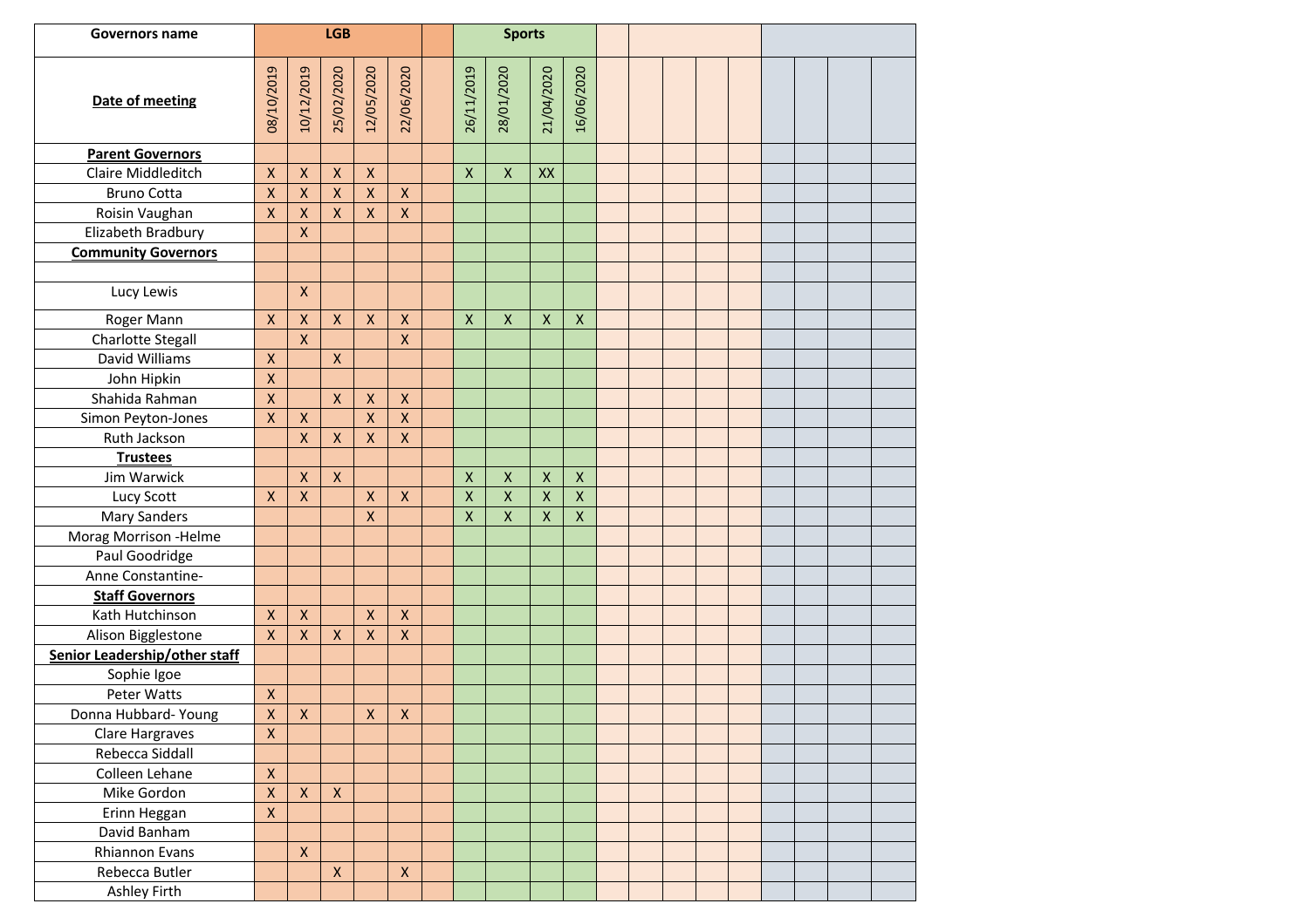| Governors name | LGB | | | | | Sports | | | |
|---|---|---|---|---|---|---|---|---|---|
| **Date of meeting** | 08/10/2019 | 10/12/2019 | 25/02/2020 | 12/05/2020 | 22/06/2020 | 26/11/2019 | 28/01/2020 | 21/04/2020 | 16/06/2020 |
| **Parent Governors** | | | | | | | | | |
| Claire Middleditch | X | X | X | X | | X | X | XX | |
| Bruno Cotta | X | X | X | X | X | | | | |
| Roisin Vaughan | X | X | X | X | X | | | | |
| Elizabeth Bradbury | | X | | | | | | | |
| **Community Governors** | | | | | | | | | |
| | | | | | | | | | |
| Lucy Lewis | | X | | | | | | | |
| Roger Mann | X | X | X | X | X | X | X | X | X |
| Charlotte Stegall | | X | | | X | | | | |
| David Williams | X | | X | | | | | | |
| John Hipkin | X | | | | | | | | |
| Shahida Rahman | X | | X | X | X | | | | |
| Simon Peyton-Jones | X | X | | X | X | | | | |
| Ruth Jackson | | X | X | X | X | | | | |
| **Trustees** | | | | | | | | | |
| Jim Warwick | | X | X | | | X | X | X | X |
| Lucy Scott | X | X | | X | X | X | X | X | X |
| Mary Sanders | | | | X | | X | X | X | X |
| Morag Morrison -Helme | | | | | | | | | |
| Paul Goodridge | | | | | | | | | |
| Anne Constantine- | | | | | | | | | |
| **Staff Governors** | | | | | | | | | |
| Kath Hutchinson | X | X | | X | X | | | | |
| Alison Bigglestone | X | X | X | X | X | | | | |
| **Senior Leadership/other staff** | | | | | | | | | |
| Sophie Igoe | | | | | | | | | |
| Peter Watts | X | | | | | | | | |
| Donna Hubbard- Young | X | X | | X | X | | | | |
| Clare Hargraves | X | | | | | | | | |
| Rebecca Siddall | | | | | | | | | |
| Colleen Lehane | X | | | | | | | | |
| Mike Gordon | X | X | X | | | | | | |
| Erinn Heggan | X | | | | | | | | |
| David Banham | | | | | | | | | |
| Rhiannon Evans | | X | | | | | | | |
| Rebecca Butler | | | X | | X | | | | |
| Ashley Firth | | | | | | | | | |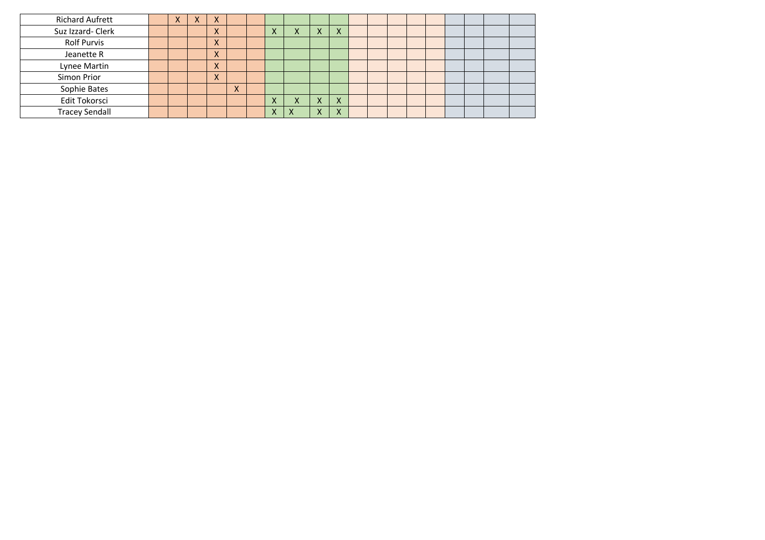| | | | | | | | | | | | | | | | | | | | |
|---|---|---|---|---|---|---|---|---|---|---|---|---|---|---|---|---|---|---|---|
| Richard Aufrett | | X | X | X | | | | | | | | | | | | | | | |
| Suz Izzard- Clerk | | | | X | | | X | X | X | X | | | | | | | | | |
| Rolf Purvis | | | | X | | | | | | | | | | | | | | | |
| Jeanette R | | | | X | | | | | | | | | | | | | | | |
| Lynee Martin | | | | X | | | | | | | | | | | | | | | |
| Simon Prior | | | | X | | | | | | | | | | | | | | | |
| Sophie Bates | | | | | X | | | | | | | | | | | | | | |
| Edit Tokorsci | | | | | | | X | X | X | X | | | | | | | | | |
| Tracey Sendall | | | | | | | X | X | X | X | | | | | | | | | |